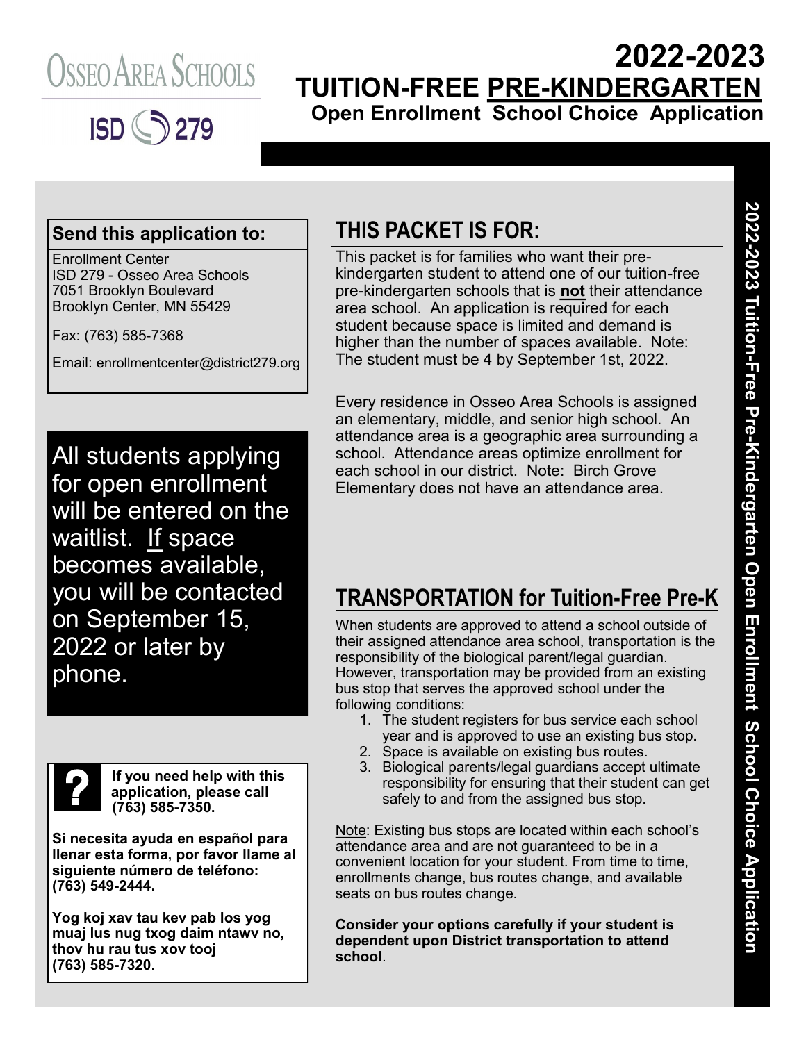# OSSEO AREA SCHOOLS

ISD 279

# 2022-2023 TUITION-FREE PRE-KINDERGARTEN

## Open Enrollment School Choice Application

**Send this application to:**

Enrollment Center
ISD 279 - Osseo Area Schools
7051 Brooklyn Boulevard
Brooklyn Center, MN 55429

Fax: (763) 585-7368

Email: enrollmentcenter@district279.org

All students applying for open enrollment will be entered on the waitlist. If space becomes available, you will be contacted on September 15, 2022 or later by phone.

**If you need help with this application, please call (763) 585-7350.**

**Si necesita ayuda en español para llenar esta forma, por favor llame al siguiente número de teléfono: (763) 549-2444.**

**Yog koj xav tau kev pab los yog muaj lus nug txog daim ntawv no, thov hu rau tus xov tooj (763) 585-7320.**

## THIS PACKET IS FOR:

This packet is for families who want their pre-kindergarten student to attend one of our tuition-free pre-kindergarten schools that is **not** their attendance area school. An application is required for each student because space is limited and demand is higher than the number of spaces available. Note: The student must be 4 by September 1st, 2022.

Every residence in Osseo Area Schools is assigned an elementary, middle, and senior high school. An attendance area is a geographic area surrounding a school. Attendance areas optimize enrollment for each school in our district. Note: Birch Grove Elementary does not have an attendance area.

## TRANSPORTATION for Tuition-Free Pre-K

When students are approved to attend a school outside of their assigned attendance area school, transportation is the responsibility of the biological parent/legal guardian. However, transportation may be provided from an existing bus stop that serves the approved school under the following conditions:

1. The student registers for bus service each school year and is approved to use an existing bus stop.
2. Space is available on existing bus routes.
3. Biological parents/legal guardians accept ultimate responsibility for ensuring that their student can get safely to and from the assigned bus stop.

Note: Existing bus stops are located within each school's attendance area and are not guaranteed to be in a convenient location for your student. From time to time, enrollments change, bus routes change, and available seats on bus routes change.

**Consider your options carefully if your student is dependent upon District transportation to attend school**.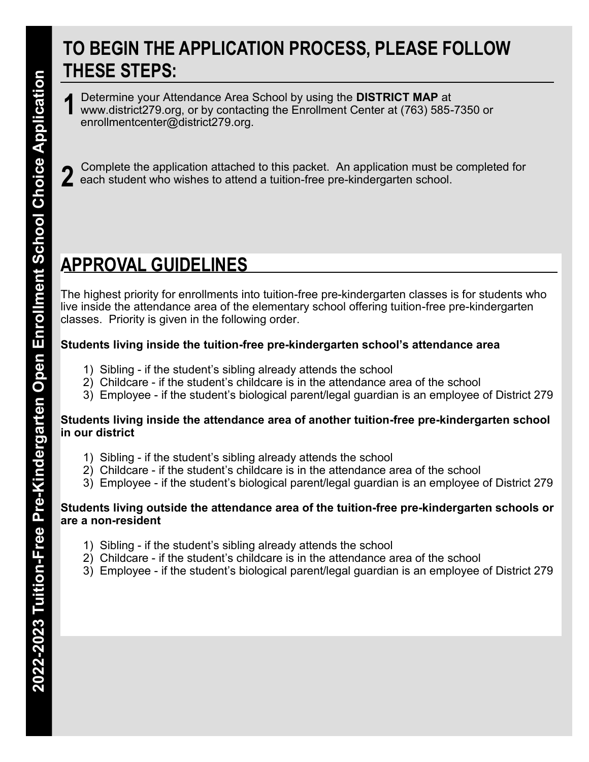# TO BEGIN THE APPLICATION PROCESS, PLEASE FOLLOW THESE STEPS:

**1** Determine your Attendance Area School by using the **DISTRICT MAP** at www.district279.org, or by contacting the Enrollment Center at (763) 585-7350 or enrollmentcenter@district279.org.

**2** Complete the application attached to this packet. An application must be completed for each student who wishes to attend a tuition-free pre-kindergarten school.

## APPROVAL GUIDELINES

The highest priority for enrollments into tuition-free pre-kindergarten classes is for students who live inside the attendance area of the elementary school offering tuition-free pre-kindergarten classes. Priority is given in the following order.

**Students living inside the tuition-free pre-kindergarten school's attendance area**

1) Sibling - if the student's sibling already attends the school
2) Childcare - if the student's childcare is in the attendance area of the school
3) Employee - if the student's biological parent/legal guardian is an employee of District 279

**Students living inside the attendance area of another tuition-free pre-kindergarten school in our district**

1) Sibling - if the student's sibling already attends the school
2) Childcare - if the student's childcare is in the attendance area of the school
3) Employee - if the student's biological parent/legal guardian is an employee of District 279

**Students living outside the attendance area of the tuition-free pre-kindergarten schools or are a non-resident**

1) Sibling - if the student's sibling already attends the school
2) Childcare - if the student's childcare is in the attendance area of the school
3) Employee - if the student's biological parent/legal guardian is an employee of District 279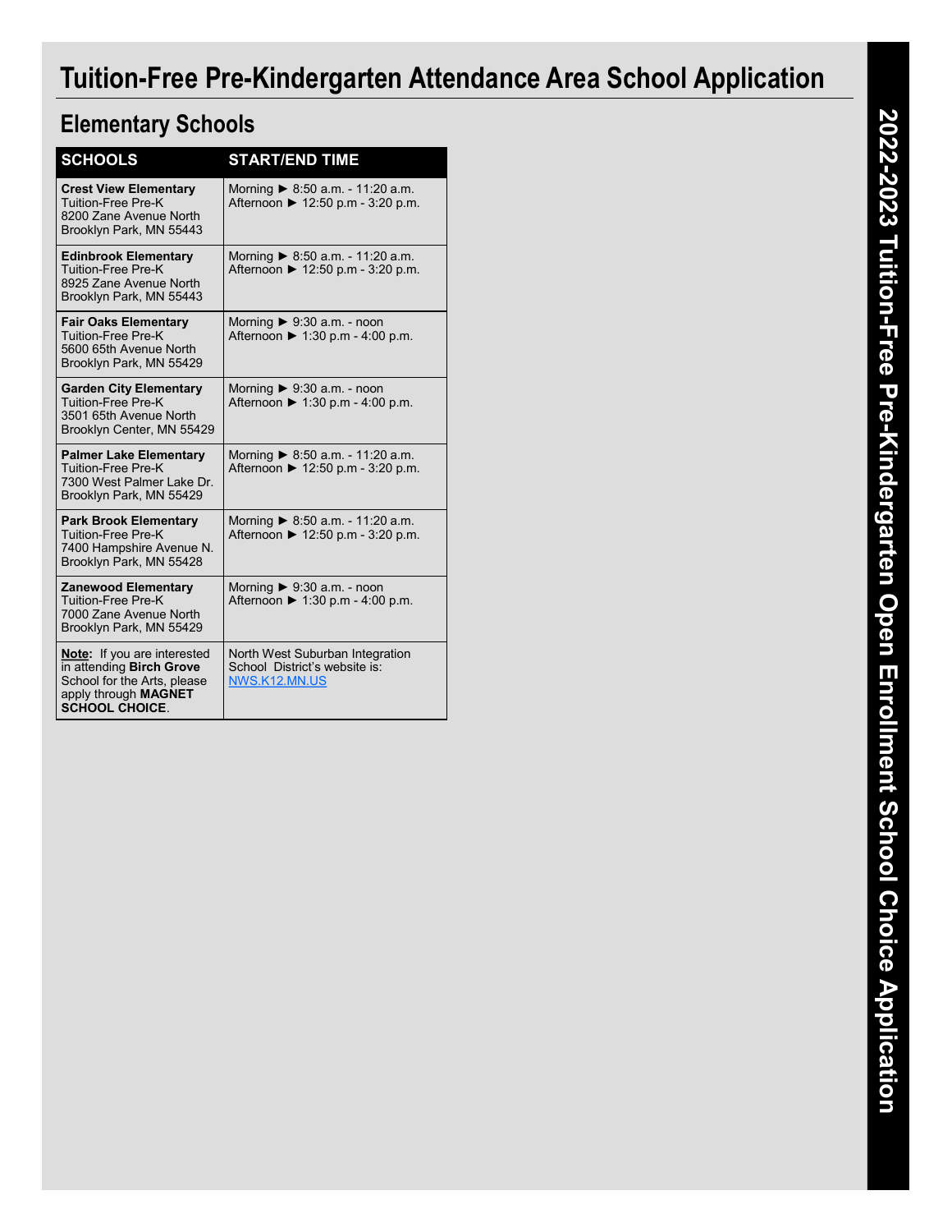# Tuition-Free Pre-Kindergarten Attendance Area School Application

## Elementary Schools

| SCHOOLS | START/END TIME |
| --- | --- |
| **Crest View Elementary**<br>Tuition-Free Pre-K<br>8200 Zane Avenue North<br>Brooklyn Park, MN 55443 | Morning ► 8:50 a.m. - 11:20 a.m.<br>Afternoon ► 12:50 p.m - 3:20 p.m. |
| **Edinbrook Elementary**<br>Tuition-Free Pre-K<br>8925 Zane Avenue North<br>Brooklyn Park, MN 55443 | Morning ► 8:50 a.m. - 11:20 a.m.<br>Afternoon ► 12:50 p.m - 3:20 p.m. |
| **Fair Oaks Elementary**<br>Tuition-Free Pre-K<br>5600 65th Avenue North<br>Brooklyn Park, MN 55429 | Morning ► 9:30 a.m. - noon<br>Afternoon ► 1:30 p.m - 4:00 p.m. |
| **Garden City Elementary**<br>Tuition-Free Pre-K<br>3501 65th Avenue North<br>Brooklyn Center, MN 55429 | Morning ► 9:30 a.m. - noon<br>Afternoon ► 1:30 p.m - 4:00 p.m. |
| **Palmer Lake Elementary**<br>Tuition-Free Pre-K<br>7300 West Palmer Lake Dr.<br>Brooklyn Park, MN 55429 | Morning ► 8:50 a.m. - 11:20 a.m.<br>Afternoon ► 12:50 p.m - 3:20 p.m. |
| **Park Brook Elementary**<br>Tuition-Free Pre-K<br>7400 Hampshire Avenue N.<br>Brooklyn Park, MN 55428 | Morning ► 8:50 a.m. - 11:20 a.m.<br>Afternoon ► 12:50 p.m - 3:20 p.m. |
| **Zanewood Elementary**<br>Tuition-Free Pre-K<br>7000 Zane Avenue North<br>Brooklyn Park, MN 55429 | Morning ► 9:30 a.m. - noon<br>Afternoon ► 1:30 p.m - 4:00 p.m. |
| **Note:** If you are interested in attending **Birch Grove** School for the Arts, please apply through **MAGNET SCHOOL CHOICE**. | North West Suburban Integration School District's website is: NWS.K12.MN.US |

2022-2023 Tuition-Free Pre-Kindergarten Open Enrollment School Choice Application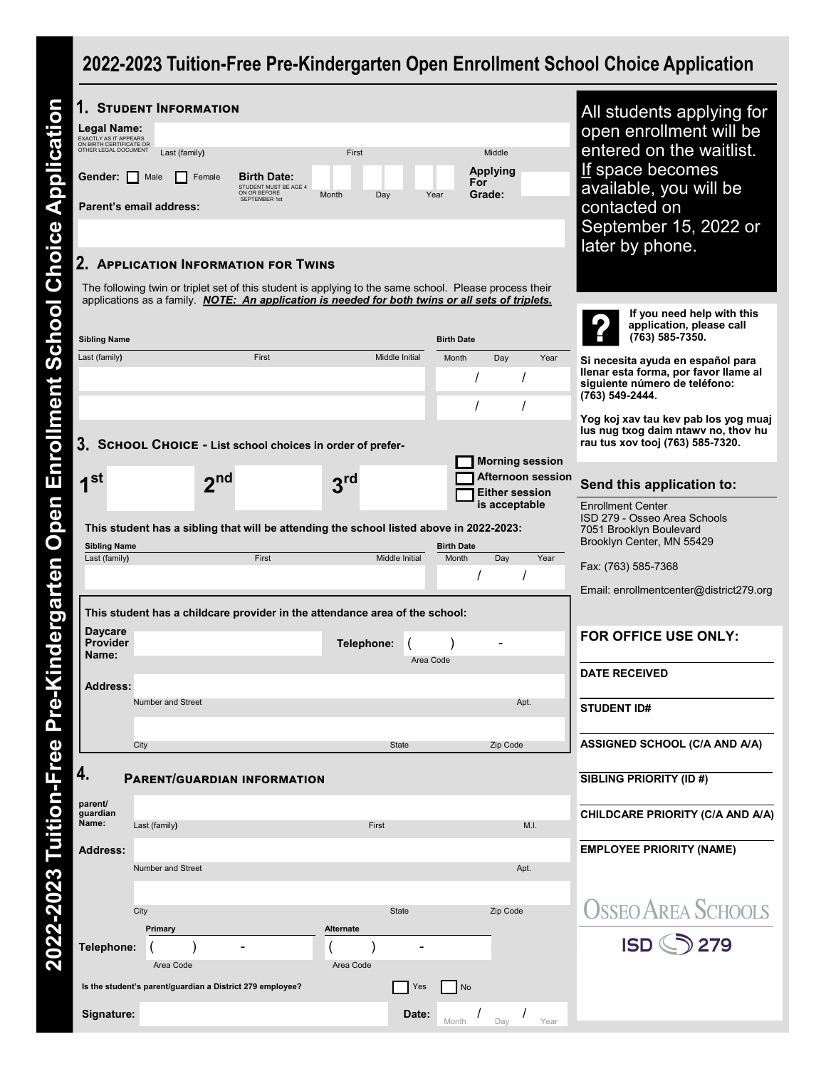# 2022-2023 Tuition-Free Pre-Kindergarten Open Enrollment School Choice Application

2022-2023 Tuition-Free Pre-Kindergarten Open Enrollment School Choice Application

## 1. Student Information

**Legal Name:** EXACTLY AS IT APPEARS ON BIRTH CERTIFICATE OR OTHER LEGAL DOCUMENT

Last (family) First Middle

**Gender:** ☐ Male ☐ Female **Birth Date:** STUDENT MUST BE AGE 4 ON OR BEFORE SEPTEMBER 1st Month Day Year **Applying For Grade:**

**Parent's email address:**

All students applying for open enrollment will be entered on the waitlist. If space becomes available, you will be contacted on September 15, 2022 or later by phone.

## 2. Application Information for Twins

The following twin or triplet set of this student is applying to the same school. Please process their applications as a family. ***NOTE: An application is needed for both twins or all sets of triplets.***

| Sibling Name | | | Birth Date | | |
|---|---|---|---|---|---|
| Last (family) | First | Middle Initial | Month | Day | Year |
| | | | / | / | |
| | | | / | / | |

If you need help with this application, please call (763) 585-7350.

Si necesita ayuda en español para llenar esta forma, por favor llame al siguiente número de teléfono: (763) 549-2444.

Yog koj xav tau kev pab los yog muaj lus nug txog daim ntawv no, thov hu rau tus xov tooj (763) 585-7320.

## 3. School Choice - List school choices in order of prefer-

1st ______ 2nd ______ 3rd ______

☐ Morning session
☐ Afternoon session
☐ Either session is acceptable

**This student has a sibling that will be attending the school listed above in 2022-2023:**

| Sibling Name | | | Birth Date | | |
|---|---|---|---|---|---|
| Last (family) | First | Middle Initial | Month | Day | Year |
| | | | / | / | |

**This student has a childcare provider in the attendance area of the school:**

**Daycare Provider Name:** **Telephone:** ( ) - Area Code

**Address:**
Number and Street Apt.

City State Zip Code

## 4. Parent/guardian information

**parent/guardian Name:** Last (family) First M.I.

**Address:**
Number and Street Apt.

City State Zip Code

**Telephone:** Primary ( ) - Area Code Alternate ( ) - Area Code

**Is the student's parent/guardian a District 279 employee?** ☐ Yes ☐ No

**Signature:** **Date:** Month / Day / Year

**Send this application to:**

Enrollment Center
ISD 279 - Osseo Area Schools
7051 Brooklyn Boulevard
Brooklyn Center, MN 55429

Fax: (763) 585-7368

Email: enrollmentcenter@district279.org

**FOR OFFICE USE ONLY:**

**DATE RECEIVED**

**STUDENT ID#**

**ASSIGNED SCHOOL (C/A AND A/A)**

**SIBLING PRIORITY (ID #)**

**CHILDCARE PRIORITY (C/A AND A/A)**

**EMPLOYEE PRIORITY (NAME)**

OSSEO AREA SCHOOLS
ISD 279